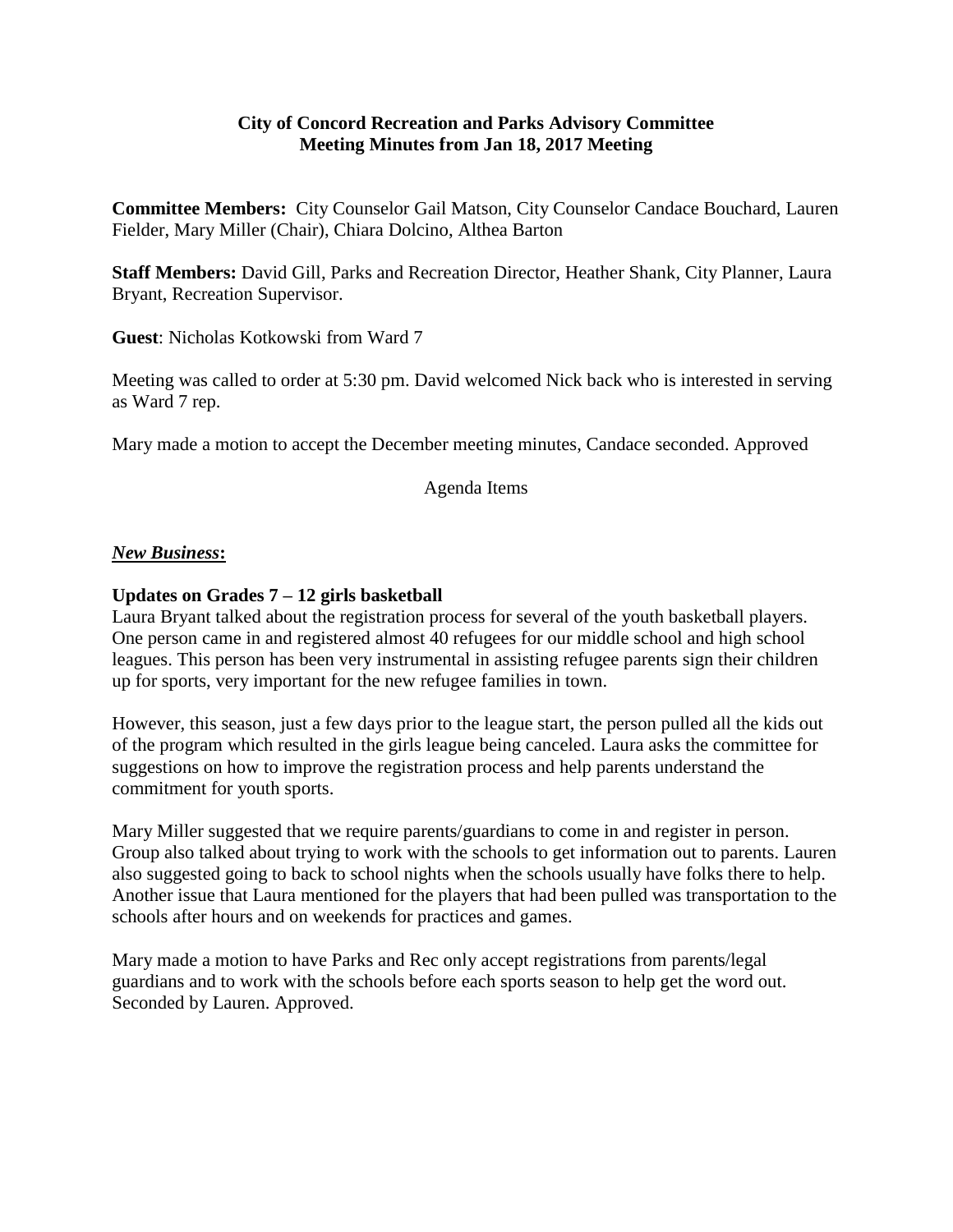**City of Concord Recreation and Parks Advisory Committee**
**Meeting Minutes from Jan 18, 2017 Meeting**

**Committee Members:** City Counselor Gail Matson, City Counselor Candace Bouchard, Lauren Fielder, Mary Miller (Chair), Chiara Dolcino, Althea Barton

**Staff Members:** David Gill, Parks and Recreation Director, Heather Shank, City Planner, Laura Bryant, Recreation Supervisor.

**Guest**: Nicholas Kotkowski from Ward 7

Meeting was called to order at 5:30 pm. David welcomed Nick back who is interested in serving as Ward 7 rep.

Mary made a motion to accept the December meeting minutes, Candace seconded. Approved

Agenda Items

***New Business*:**

**Updates on Grades 7 – 12 girls basketball**

Laura Bryant talked about the registration process for several of the youth basketball players. One person came in and registered almost 40 refugees for our middle school and high school leagues. This person has been very instrumental in assisting refugee parents sign their children up for sports, very important for the new refugee families in town.

However, this season, just a few days prior to the league start, the person pulled all the kids out of the program which resulted in the girls league being canceled. Laura asks the committee for suggestions on how to improve the registration process and help parents understand the commitment for youth sports.

Mary Miller suggested that we require parents/guardians to come in and register in person. Group also talked about trying to work with the schools to get information out to parents. Lauren also suggested going to back to school nights when the schools usually have folks there to help. Another issue that Laura mentioned for the players that had been pulled was transportation to the schools after hours and on weekends for practices and games.

Mary made a motion to have Parks and Rec only accept registrations from parents/legal guardians and to work with the schools before each sports season to help get the word out. Seconded by Lauren. Approved.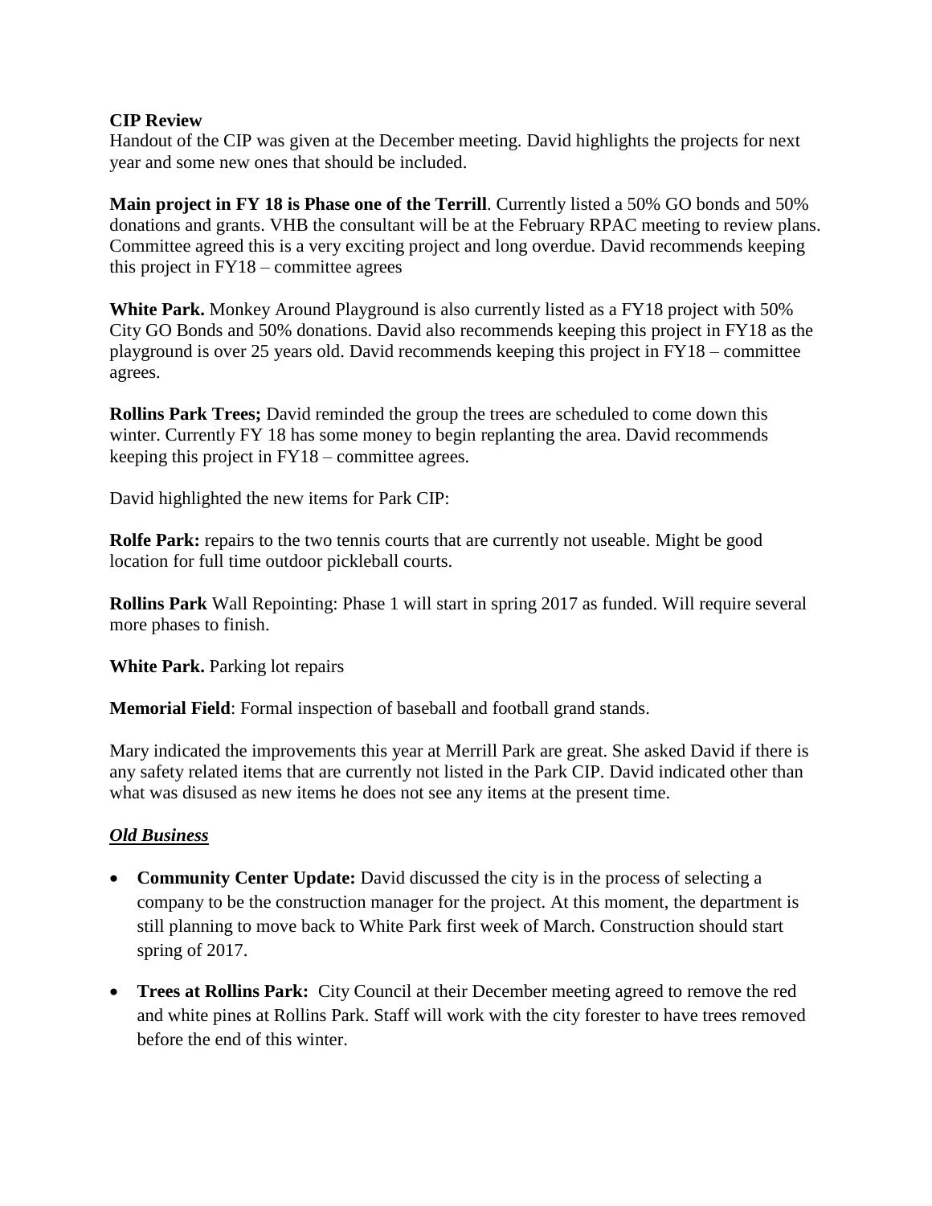**CIP Review**
Handout of the CIP was given at the December meeting. David highlights the projects for next year and some new ones that should be included.

**Main project in FY 18 is Phase one of the Terrill**. Currently listed a 50% GO bonds and 50% donations and grants. VHB the consultant will be at the February RPAC meeting to review plans. Committee agreed this is a very exciting project and long overdue. David recommends keeping this project in FY18 – committee agrees

**White Park.** Monkey Around Playground is also currently listed as a FY18 project with 50% City GO Bonds and 50% donations. David also recommends keeping this project in FY18 as the playground is over 25 years old. David recommends keeping this project in FY18 – committee agrees.

**Rollins Park Trees;** David reminded the group the trees are scheduled to come down this winter. Currently FY 18 has some money to begin replanting the area. David recommends keeping this project in FY18 – committee agrees.

David highlighted the new items for Park CIP:

**Rolfe Park:** repairs to the two tennis courts that are currently not useable. Might be good location for full time outdoor pickleball courts.

**Rollins Park** Wall Repointing: Phase 1 will start in spring 2017 as funded. Will require several more phases to finish.

**White Park.** Parking lot repairs

**Memorial Field**: Formal inspection of baseball and football grand stands.

Mary indicated the improvements this year at Merrill Park are great. She asked David if there is any safety related items that are currently not listed in the Park CIP. David indicated other than what was disused as new items he does not see any items at the present time.

***Old Business***

- **Community Center Update:** David discussed the city is in the process of selecting a company to be the construction manager for the project. At this moment, the department is still planning to move back to White Park first week of March. Construction should start spring of 2017.
- **Trees at Rollins Park:** City Council at their December meeting agreed to remove the red and white pines at Rollins Park. Staff will work with the city forester to have trees removed before the end of this winter.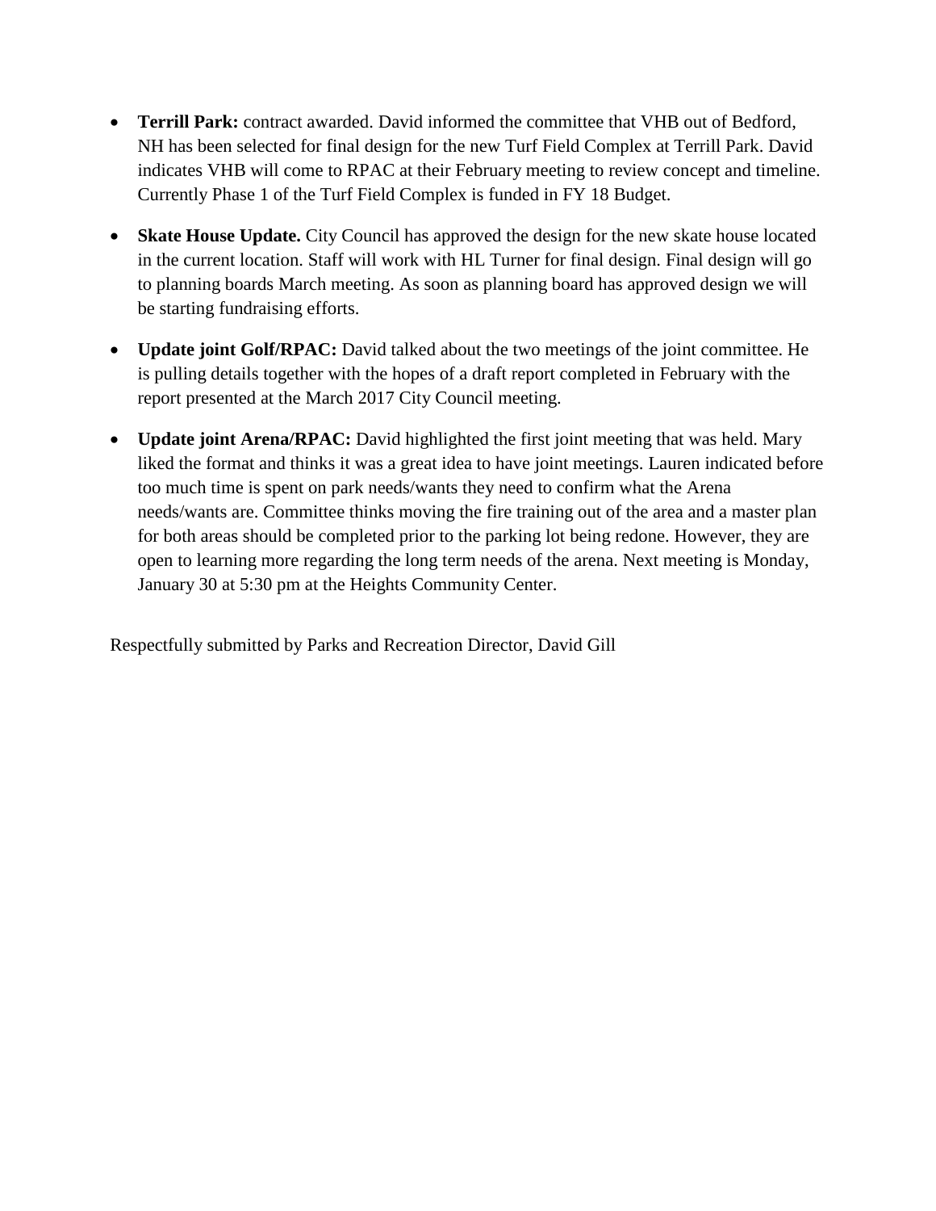- **Terrill Park:** contract awarded. David informed the committee that VHB out of Bedford, NH has been selected for final design for the new Turf Field Complex at Terrill Park. David indicates VHB will come to RPAC at their February meeting to review concept and timeline. Currently Phase 1 of the Turf Field Complex is funded in FY 18 Budget.

- **Skate House Update.** City Council has approved the design for the new skate house located in the current location. Staff will work with HL Turner for final design. Final design will go to planning boards March meeting. As soon as planning board has approved design we will be starting fundraising efforts.

- **Update joint Golf/RPAC:** David talked about the two meetings of the joint committee. He is pulling details together with the hopes of a draft report completed in February with the report presented at the March 2017 City Council meeting.

- **Update joint Arena/RPAC:** David highlighted the first joint meeting that was held. Mary liked the format and thinks it was a great idea to have joint meetings. Lauren indicated before too much time is spent on park needs/wants they need to confirm what the Arena needs/wants are. Committee thinks moving the fire training out of the area and a master plan for both areas should be completed prior to the parking lot being redone. However, they are open to learning more regarding the long term needs of the arena. Next meeting is Monday, January 30 at 5:30 pm at the Heights Community Center.

Respectfully submitted by Parks and Recreation Director, David Gill